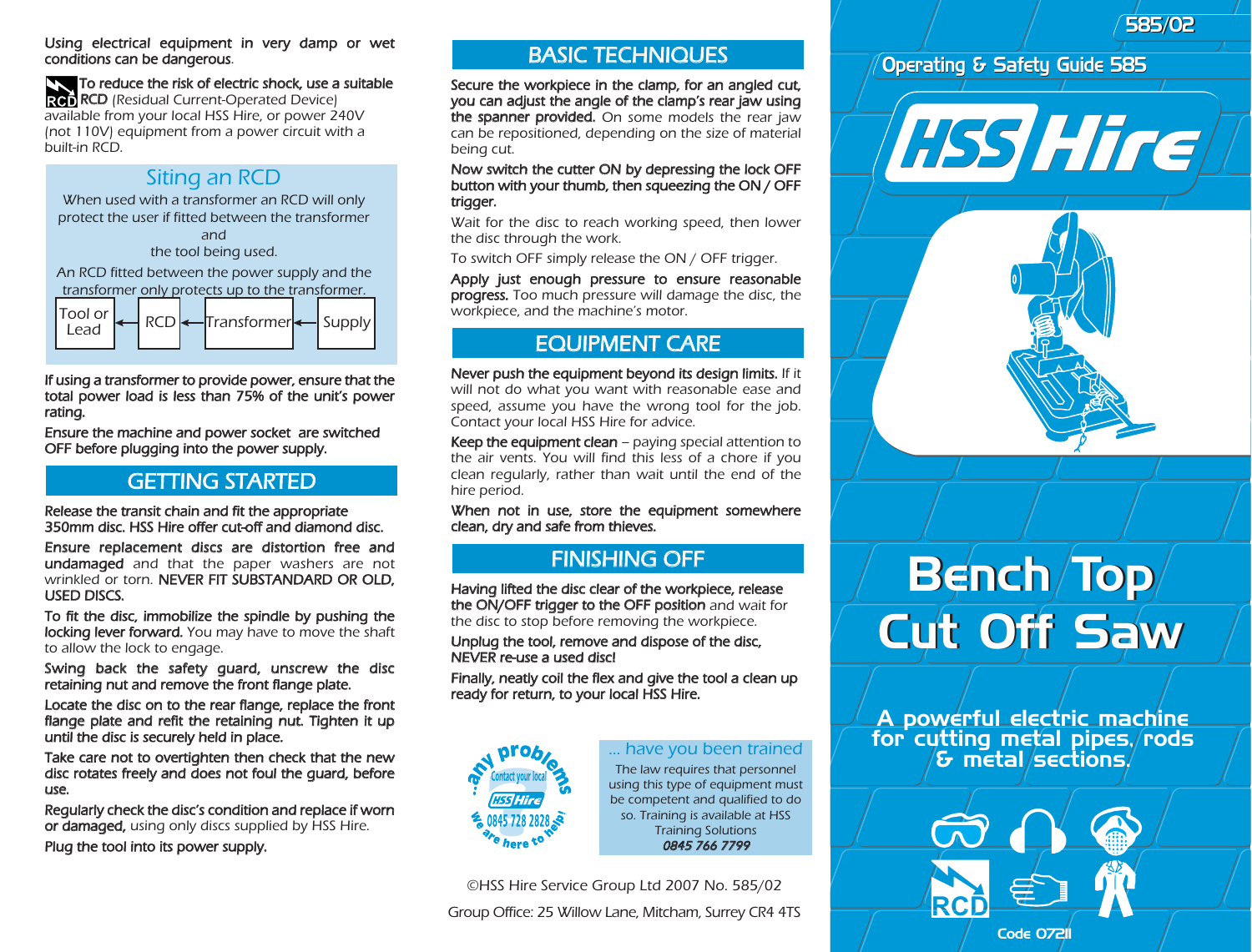Using electrical equipment in very damp or wet conditions can be dangerous.

**To reduce the risk of electric shock, use a suitable RCD** (Residual Current-Operated Device) available from your local HSS Hire, or power 240V (not 110V) equipment from a power circuit with a built-in RCD.

### Siting an RCD

When used with a transformer an RCD will only protect the user if fitted between the transformer and the tool being used.

An RCD fitted between the power supply and the transformer only protects up to the transformer.

Tool or Lead ← RCD ← Transformer ← Supply

**If using a transformer to provide power, ensure that the total power load is less than 75% of the unit's power rating.**

**Ensure the machine and power socket are switched OFF before plugging into the power supply.**

## GETTING STARTED

**Release the transit chain and fit the appropriate 350mm disc. HSS Hire offer cut-off and diamond disc.**

**Ensure replacement discs are distortion free and undamaged** and that the paper washers are not wrinkled or torn. **NEVER FIT SUBSTANDARD OR OLD, USED DISCS.**

**To fit the disc, immobilize the spindle by pushing the locking lever forward.** You may have to move the shaft to allow the lock to engage.

**Swing back the safety guard, unscrew the disc retaining nut and remove the front flange plate.**

**Locate the disc on to the rear flange, replace the front flange plate and refit the retaining nut. Tighten it up until the disc is securely held in place.**

**Take care not to overtighten then check that the new disc rotates freely and does not foul the guard, before use.**

**Regularly check the disc's condition and replace if worn or damaged,** using only discs supplied by HSS Hire.

**Plug the tool into its power supply.**

## BASIC TECHNIQUES

**Secure the workpiece in the clamp, for an angled cut, you can adjust the angle of the clamp's rear jaw using the spanner provided.** On some models the rear jaw can be repositioned, depending on the size of material being cut.

**Now switch the cutter ON by depressing the lock OFF button with your thumb, then squeezing the ON / OFF trigger.**

Wait for the disc to reach working speed, then lower the disc through the work.

To switch OFF simply release the ON / OFF trigger.

**Apply just enough pressure to ensure reasonable progress.** Too much pressure will damage the disc, the workpiece, and the machine's motor.

## EQUIPMENT CARE

**Never push the equipment beyond its design limits.** If it will not do what you want with reasonable ease and speed, assume you have the wrong tool for the job. Contact your local HSS Hire for advice.

**Keep the equipment clean** – paying special attention to the air vents. You will find this less of a chore if you clean regularly, rather than wait until the end of the hire period.

**When not in use, store the equipment somewhere clean, dry and safe from thieves.**

## FINISHING OFF

**Having lifted the disc clear of the workpiece, release the ON/OFF trigger to the OFF position** and wait for the disc to stop before removing the workpiece.

**Unplug the tool, remove and dispose of the disc, NEVER re-use a used disc!**

**Finally, neatly coil the flex and give the tool a clean up ready for return, to your local HSS Hire.**

...any problems? Contact your local HSS Hire 0845 728 2828 We are here to help!

### ... have you been trained

The law requires that personnel using this type of equipment must be competent and qualified to do so. Training is available at HSS Training Solutions ***0845 766 7799***

©HSS Hire Service Group Ltd 2007 No. 585/02

Group Office: 25 Willow Lane, Mitcham, Surrey CR4 4TS

585/02

Operating & Safety Guide 585

HSS Hire

# Bench Top Cut Off Saw

A powerful electric machine for cutting metal pipes, rods & metal sections.

RCD

Code 07211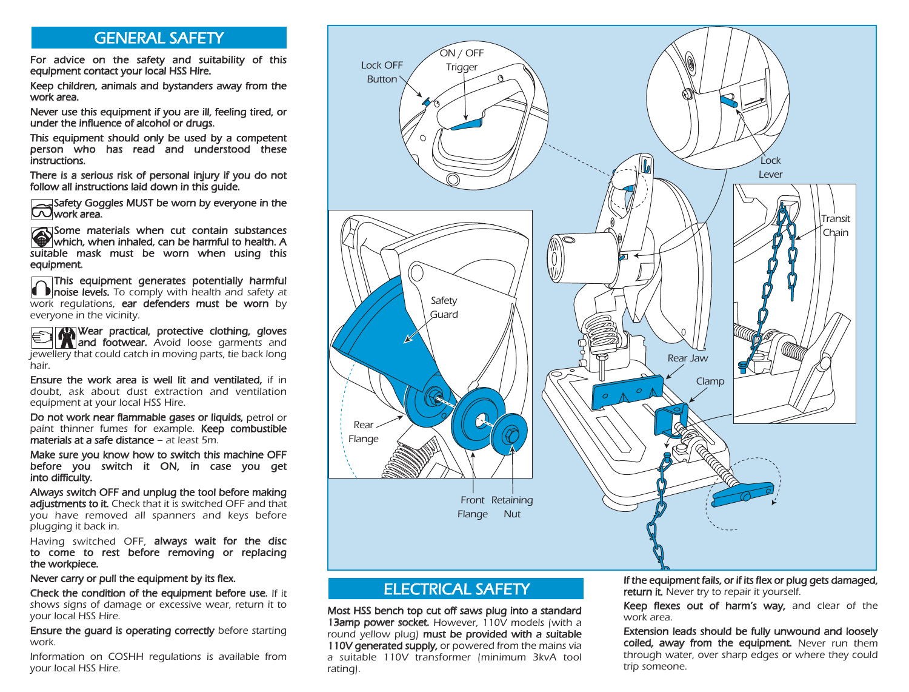## GENERAL SAFETY

**For advice on the safety and suitability of this equipment contact your local HSS Hire.**

**Keep children, animals and bystanders away from the work area.**

**Never use this equipment if you are ill, feeling tired, or under the influence of alcohol or drugs.**

**This equipment should only be used by a competent person who has read and understood these instructions.**

**There is a serious risk of personal injury if you do not follow all instructions laid down in this guide.**

**Safety Goggles MUST be worn by everyone in the work area.**

**Some materials when cut contain substances which, when inhaled, can be harmful to health. A suitable mask must be worn when using this equipment.**

**This equipment generates potentially harmful noise levels.** To comply with health and safety at work regulations, **ear defenders must be worn** by everyone in the vicinity.

**Wear practical, protective clothing, gloves and footwear.** Avoid loose garments and jewellery that could catch in moving parts, tie back long hair.

**Ensure the work area is well lit and ventilated,** if in doubt, ask about dust extraction and ventilation equipment at your local HSS Hire.

**Do not work near flammable gases or liquids,** petrol or paint thinner fumes for example. **Keep combustible materials at a safe distance** – at least 5m.

**Make sure you know how to switch this machine OFF before you switch it ON, in case you get into difficulty.**

**Always switch OFF and unplug the tool before making adjustments to it.** Check that it is switched OFF and that you have removed all spanners and keys before plugging it back in.

Having switched OFF, **always wait for the disc to come to rest before removing or replacing the workpiece.**

**Never carry or pull the equipment by its flex.**

**Check the condition of the equipment before use.** If it shows signs of damage or excessive wear, return it to your local HSS Hire.

**Ensure the guard is operating correctly** before starting work.

Information on COSHH regulations is available from your local HSS Hire.

Lock OFF Button

ON / OFF Trigger

Lock Lever

Transit Chain

Safety Guard

Rear Flange

Front Flange

Retaining Nut

Rear Jaw

Clamp

## ELECTRICAL SAFETY

**Most HSS bench top cut off saws plug into a standard 13amp power socket.** However, 110V models (with a round yellow plug) **must be provided with a suitable 110V generated supply,** or powered from the mains via a suitable 110V transformer (minimum 3kvA tool rating).

**If the equipment fails, or if its flex or plug gets damaged, return it.** Never try to repair it yourself.

**Keep flexes out of harm's way,** and clear of the work area.

**Extension leads should be fully unwound and loosely coiled, away from the equipment.** Never run them through water, over sharp edges or where they could trip someone.